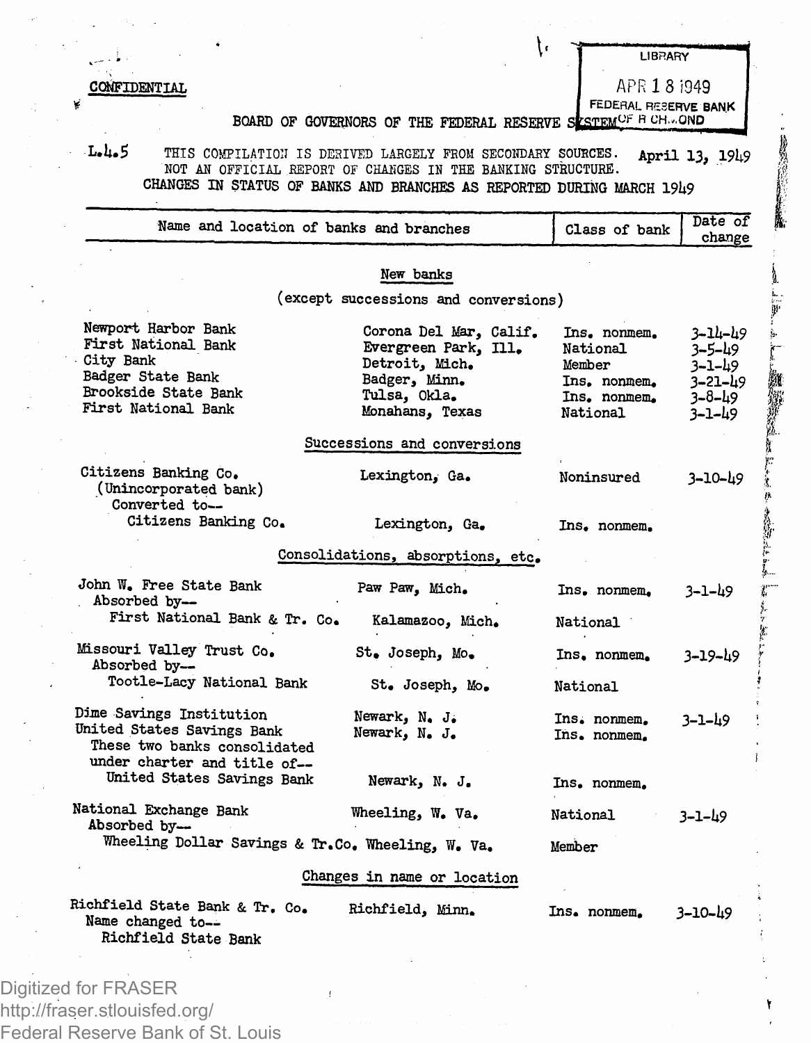CONFIDENTIAL

LIBRARY
APR 18 1949
FEDERAL RESERVE BANK OF RICHMOND

BOARD OF GOVERNORS OF THE FEDERAL RESERVE SYSTEM

L.4.5 THIS COMPILATION IS DERIVED LARGELY FROM SECONDARY SOURCES. NOT AN OFFICIAL REPORT OF CHANGES IN THE BANKING STRUCTURE. April 13, 1949

CHANGES IN STATUS OF BANKS AND BRANCHES AS REPORTED DURING MARCH 1949

| Name and location of banks and branches | | Class of bank | Date of change |
|---|---|---|---|
| **New banks** (except successions and conversions) | | | |
| Newport Harbor Bank | Corona Del Mar, Calif. | Ins. nonmem. | 3-14-49 |
| First National Bank | Evergreen Park, Ill. | National | 3-5-49 |
| City Bank | Detroit, Mich. | Member | 3-1-49 |
| Badger State Bank | Badger, Minn. | Ins. nonmem. | 3-21-49 |
| Brookside State Bank | Tulsa, Okla. | Ins. nonmem. | 3-8-49 |
| First National Bank | Monahans, Texas | National | 3-1-49 |
| **Successions and conversions** | | | |
| Citizens Banking Co. (Unincorporated bank) Converted to-- | Lexington, Ga. | Noninsured | 3-10-49 |
| Citizens Banking Co. | Lexington, Ga. | Ins. nonmem. | |
| **Consolidations, absorptions, etc.** | | | |
| John W. Free State Bank Absorbed by-- | Paw Paw, Mich. | Ins. nonmem. | 3-1-49 |
| First National Bank & Tr. Co. | Kalamazoo, Mich. | National | |
| Missouri Valley Trust Co. Absorbed by-- | St. Joseph, Mo. | Ins. nonmem. | 3-19-49 |
| Tootle-Lacy National Bank | St. Joseph, Mo. | National | |
| Dime Savings Institution | Newark, N. J. | Ins. nonmem. | 3-1-49 |
| United States Savings Bank | Newark, N. J. | Ins. nonmem. | |
| These two banks consolidated under charter and title of-- United States Savings Bank | Newark, N. J. | Ins. nonmem. | |
| National Exchange Bank Absorbed by-- | Wheeling, W. Va. | National | 3-1-49 |
| Wheeling Dollar Savings & Tr.Co. | Wheeling, W. Va. | Member | |
| **Changes in name or location** | | | |
| Richfield State Bank & Tr. Co. Name changed to-- Richfield State Bank | Richfield, Minn. | Ins. nonmem. | 3-10-49 |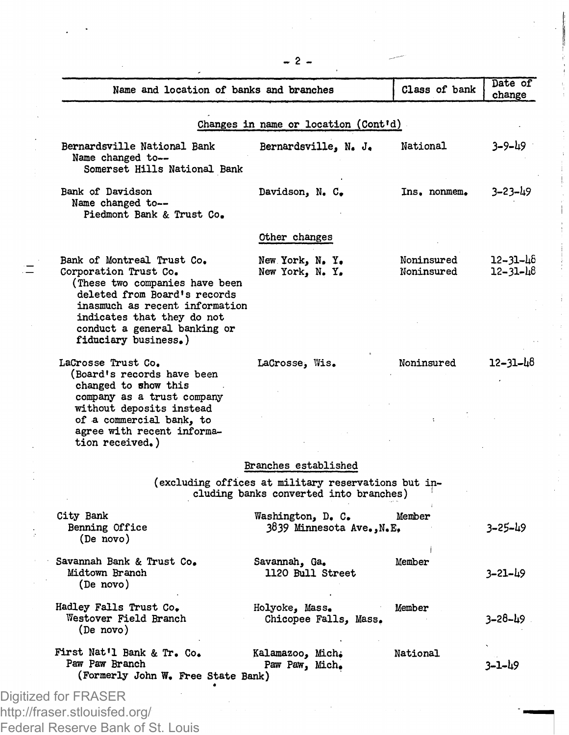| Name and location of banks and branches | | Class of bank | Date of change |
|---|---|---|---|
| **Changes in name or location (Cont'd)** | | | |
| Bernardsville National Bank<br>Name changed to--<br>Somerset Hills National Bank | Bernardsville, N. J. | National | 3-9-49 |
| Bank of Davidson<br>Name changed to--<br>Piedmont Bank & Trust Co. | Davidson, N. C. | Ins. nonmem. | 3-23-49 |
| **Other changes** | | | |
| Bank of Montreal Trust Co. | New York, N. Y. | Noninsured | 12-31-48 |
| Corporation Trust Co.<br>(These two companies have been deleted from Board's records inasmuch as recent information indicates that they do not conduct a general banking or fiduciary business.) | New York, N. Y. | Noninsured | 12-31-48 |
| LaCrosse Trust Co.<br>(Board's records have been changed to show this company as a trust company without deposits instead of a commercial bank, to agree with recent information received.) | LaCrosse, Wis. | Noninsured | 12-31-48 |
| **Branches established**<br>(excluding offices at military reservations but including banks converted into branches) | | | |
| City Bank<br>Benning Office<br>(De novo) | Washington, D. C.<br>3839 Minnesota Ave.,N.E. | Member | 3-25-49 |
| Savannah Bank & Trust Co.<br>Midtown Branch<br>(De novo) | Savannah, Ga.<br>1120 Bull Street | Member | 3-21-49 |
| Hadley Falls Trust Co.<br>Westover Field Branch<br>(De novo) | Holyoke, Mass.<br>Chicopee Falls, Mass. | Member | 3-28-49 |
| First Nat'l Bank & Tr. Co.<br>Paw Paw Branch<br>(Formerly John W. Free State Bank) | Kalamazoo, Mich.<br>Paw Paw, Mich. | National | 3-1-49 |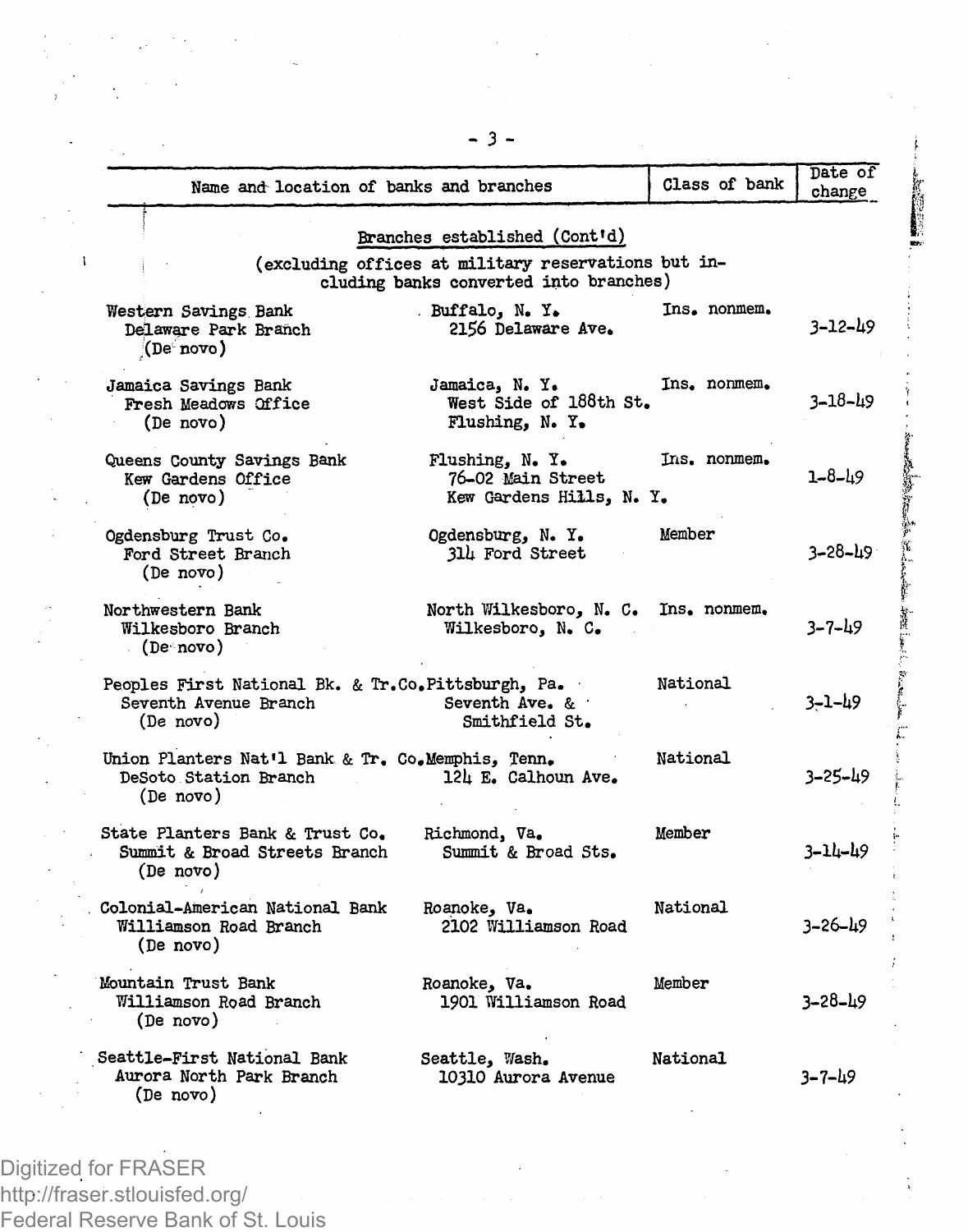| Name and location of banks and branches | | Class of bank | Date of change |
|---|---|---|---|
| **Branches established (Cont'd)** (excluding offices at military reservations but including banks converted into branches) | | | |
| Western Savings Bank<br>Delaware Park Branch<br>(De novo) | Buffalo, N. Y.<br>2156 Delaware Ave. | Ins. nonmem. | 3-12-49 |
| Jamaica Savings Bank<br>Fresh Meadows Office<br>(De novo) | Jamaica, N. Y.<br>West Side of 188th St.<br>Flushing, N. Y. | Ins. nonmem. | 3-18-49 |
| Queens County Savings Bank<br>Kew Gardens Office<br>(De novo) | Flushing, N. Y.<br>76-02 Main Street<br>Kew Gardens Hills, N. Y. | Ins. nonmem. | 1-8-49 |
| Ogdensburg Trust Co.<br>Ford Street Branch<br>(De novo) | Ogdensburg, N. Y.<br>314 Ford Street | Member | 3-28-49 |
| Northwestern Bank<br>Wilkesboro Branch<br>(De novo) | North Wilkesboro, N. C.<br>Wilkesboro, N. C. | Ins. nonmem. | 3-7-49 |
| Peoples First National Bk. & Tr. Co.<br>Seventh Avenue Branch<br>(De novo) | Pittsburgh, Pa.<br>Seventh Ave. &<br>Smithfield St. | National | 3-1-49 |
| Union Planters Nat'l Bank & Tr. Co.<br>DeSoto Station Branch<br>(De novo) | Memphis, Tenn.<br>124 E. Calhoun Ave. | National | 3-25-49 |
| State Planters Bank & Trust Co.<br>Summit & Broad Streets Branch<br>(De novo) | Richmond, Va.<br>Summit & Broad Sts. | Member | 3-14-49 |
| Colonial-American National Bank<br>Williamson Road Branch<br>(De novo) | Roanoke, Va.<br>2102 Williamson Road | National | 3-26-49 |
| Mountain Trust Bank<br>Williamson Road Branch<br>(De novo) | Roanoke, Va.<br>1901 Williamson Road | Member | 3-28-49 |
| Seattle-First National Bank<br>Aurora North Park Branch<br>(De novo) | Seattle, Wash.<br>10310 Aurora Avenue | National | 3-7-49 |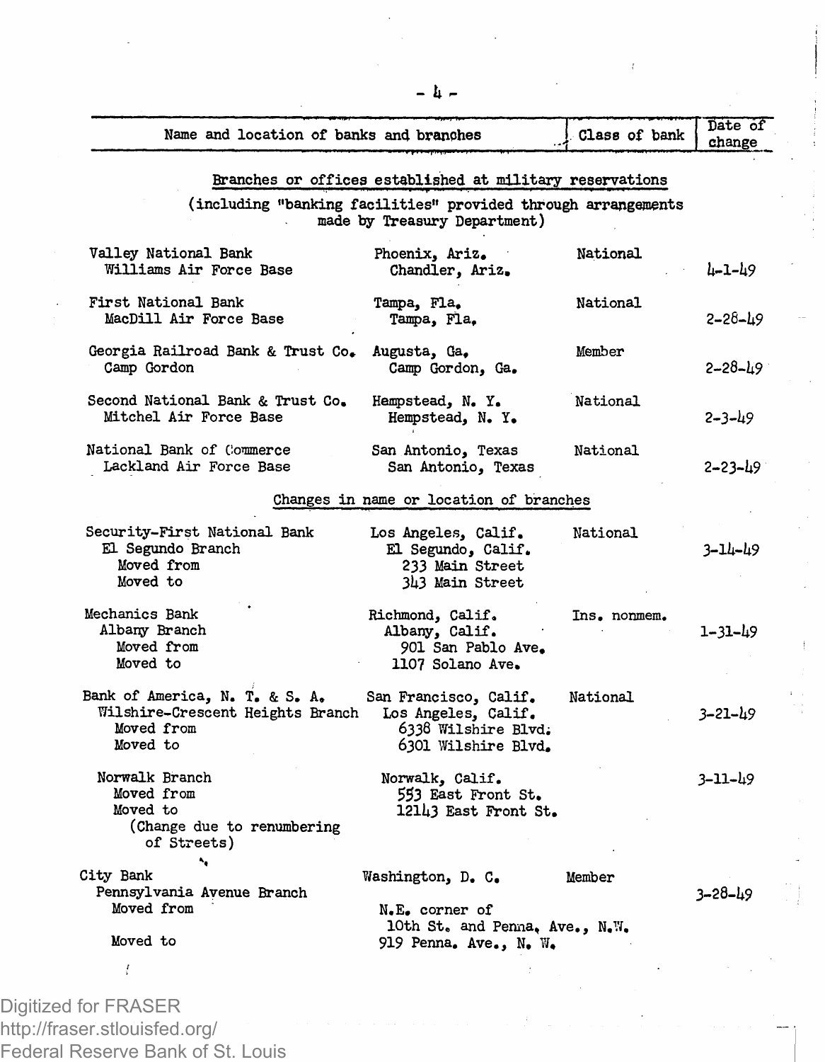| Name and location of banks and branches | | Class of bank | Date of change |
|---|---|---|---|
| **Branches or offices established at military reservations (including "banking facilities" provided through arrangements made by Treasury Department)** | | | |
| Valley National Bank | Phoenix, Ariz. | National | |
| Williams Air Force Base | Chandler, Ariz. | | 4-1-49 |
| First National Bank | Tampa, Fla. | National | |
| MacDill Air Force Base | Tampa, Fla. | | 2-28-49 |
| Georgia Railroad Bank & Trust Co. | Augusta, Ga. | Member | |
| Camp Gordon | Camp Gordon, Ga. | | 2-28-49 |
| Second National Bank & Trust Co. | Hempstead, N. Y. | National | |
| Mitchel Air Force Base | Hempstead, N. Y. | | 2-3-49 |
| National Bank of Commerce | San Antonio, Texas | National | |
| Lackland Air Force Base | San Antonio, Texas | | 2-23-49 |
| **Changes in name or location of branches** | | | |
| Security-First National Bank | Los Angeles, Calif. | National | |
| El Segundo Branch | El Segundo, Calif. | | 3-14-49 |
| Moved from | 233 Main Street | | |
| Moved to | 343 Main Street | | |
| Mechanics Bank | Richmond, Calif. | Ins. nonmem. | |
| Albany Branch | Albany, Calif. | | 1-31-49 |
| Moved from | 901 San Pablo Ave. | | |
| Moved to | 1107 Solano Ave. | | |
| Bank of America, N. T. & S. A. | San Francisco, Calif. | National | |
| Wilshire-Crescent Heights Branch | Los Angeles, Calif. | | 3-21-49 |
| Moved from | 6338 Wilshire Blvd. | | |
| Moved to | 6301 Wilshire Blvd. | | |
| Norwalk Branch | Norwalk, Calif. | | 3-11-49 |
| Moved from | 553 East Front St. | | |
| Moved to | 12143 East Front St. | | |
| (Change due to renumbering of Streets) | | | |
| City Bank | Washington, D. C. | Member | |
| Pennsylvania Avenue Branch | | | 3-28-49 |
| Moved from | N.E. corner of 10th St. and Penna. Ave., N.W. | | |
| Moved to | 919 Penna. Ave., N. W. | | |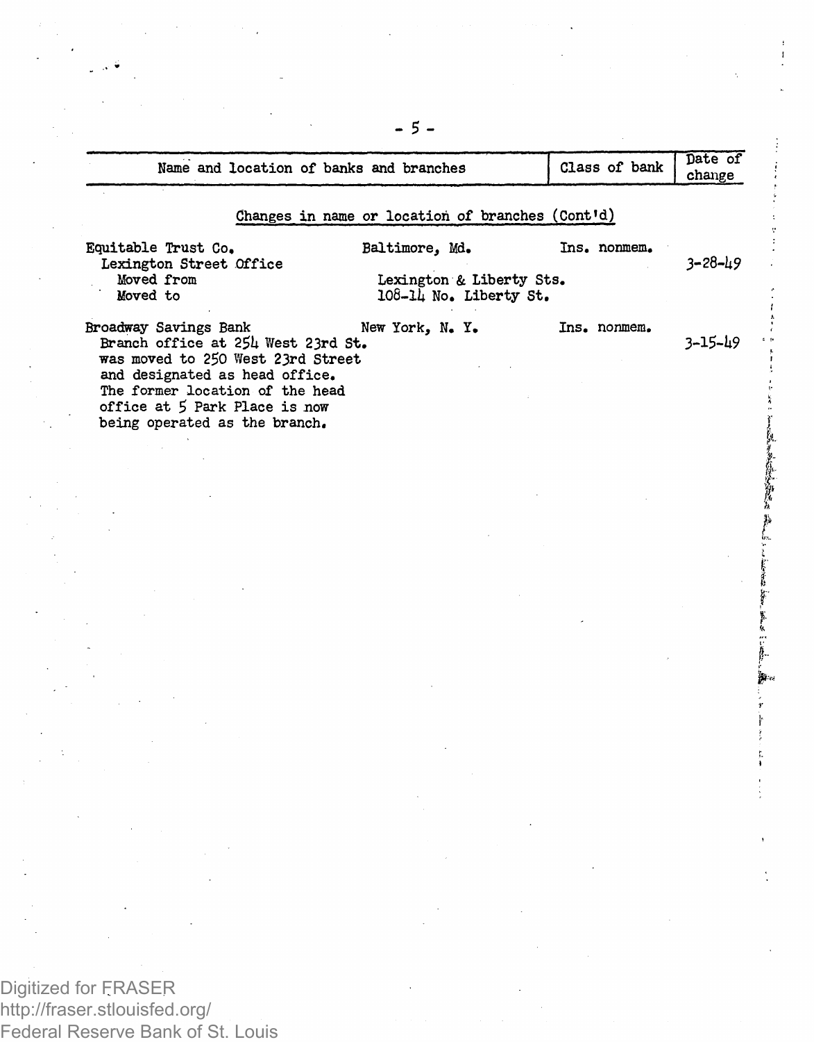| Name and location of banks and branches | | Class of bank | Date of change |
|---|---|---|---|

Changes in name or location of branches (Cont'd)

| | | | |
|---|---|---|---|
| Equitable Trust Co. | Baltimore, Md. | Ins. nonmem. | |
| Lexington Street Office | | | 3-28-49 |
| Moved from | Lexington & Liberty Sts. | | |
| Moved to | 108-14 No. Liberty St. | | |
| Broadway Savings Bank | New York, N. Y. | Ins. nonmem. | |
| Branch office at 254 West 23rd St. was moved to 250 West 23rd Street and designated as head office. The former location of the head office at 5 Park Place is now being operated as the branch. | | | 3-15-49 |